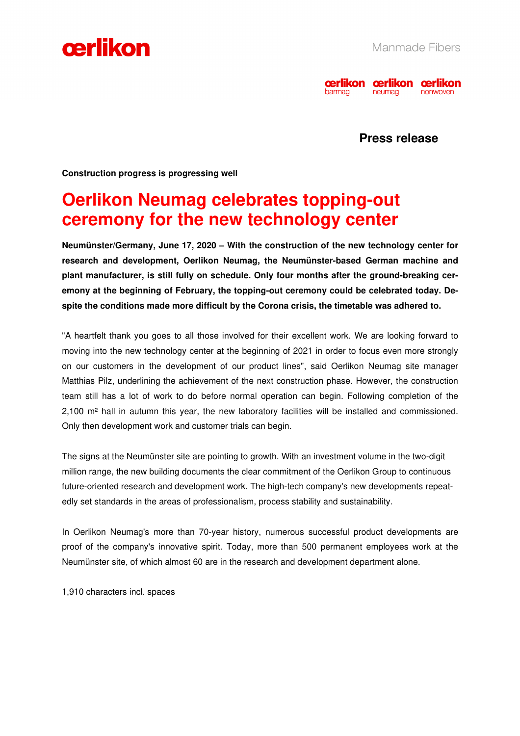**Press release**

**Construction progress is progressing well**

# Oerlikon Neumag celebrates topping-out ceremony for the new technology center

**Neumünster/Germany, June 17, 2020 – With the construction of the new technology center for research and development, Oerlikon Neumag, the Neumünster-based German machine and plant manufacturer, is still fully on schedule. Only four months after the ground-breaking ceremony at the beginning of February, the topping-out ceremony could be celebrated today. Despite the conditions made more difficult by the Corona crisis, the timetable was adhered to.**

"A heartfelt thank you goes to all those involved for their excellent work. We are looking forward to moving into the new technology center at the beginning of 2021 in order to focus even more strongly on our customers in the development of our product lines", said Oerlikon Neumag site manager Matthias Pilz, underlining the achievement of the next construction phase. However, the construction team still has a lot of work to do before normal operation can begin. Following completion of the 2,100 m² hall in autumn this year, the new laboratory facilities will be installed and commissioned. Only then development work and customer trials can begin.

The signs at the Neumünster site are pointing to growth. With an investment volume in the two-digit million range, the new building documents the clear commitment of the Oerlikon Group to continuous future-oriented research and development work. The high-tech company's new developments repeatedly set standards in the areas of professionalism, process stability and sustainability.

In Oerlikon Neumag's more than 70-year history, numerous successful product developments are proof of the company's innovative spirit. Today, more than 500 permanent employees work at the Neumünster site, of which almost 60 are in the research and development department alone.

1,910 characters incl. spaces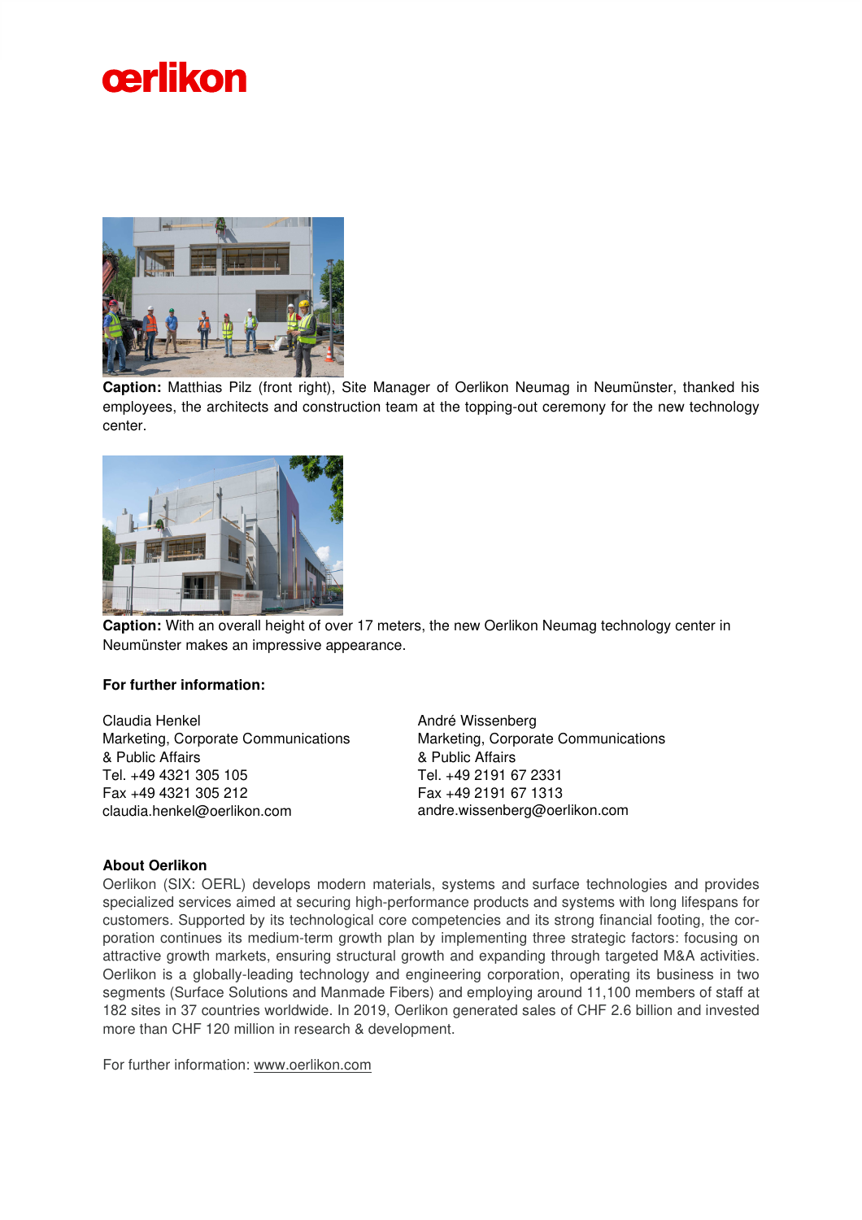**Caption:** Matthias Pilz (front right), Site Manager of Oerlikon Neumag in Neumünster, thanked his employees, the architects and construction team at the topping-out ceremony for the new technology center.

**Caption:** With an overall height of over 17 meters, the new Oerlikon Neumag technology center in Neumünster makes an impressive appearance.

**For further information:**

Claudia Henkel
Marketing, Corporate Communications
& Public Affairs
Tel. +49 4321 305 105
Fax +49 4321 305 212
claudia.henkel@oerlikon.com

André Wissenberg
Marketing, Corporate Communications
& Public Affairs
Tel. +49 2191 67 2331
Fax +49 2191 67 1313
andre.wissenberg@oerlikon.com

**About Oerlikon**

Oerlikon (SIX: OERL) develops modern materials, systems and surface technologies and provides specialized services aimed at securing high-performance products and systems with long lifespans for customers. Supported by its technological core competencies and its strong financial footing, the corporation continues its medium-term growth plan by implementing three strategic factors: focusing on attractive growth markets, ensuring structural growth and expanding through targeted M&A activities. Oerlikon is a globally-leading technology and engineering corporation, operating its business in two segments (Surface Solutions and Manmade Fibers) and employing around 11,100 members of staff at 182 sites in 37 countries worldwide. In 2019, Oerlikon generated sales of CHF 2.6 billion and invested more than CHF 120 million in research & development.

For further information: www.oerlikon.com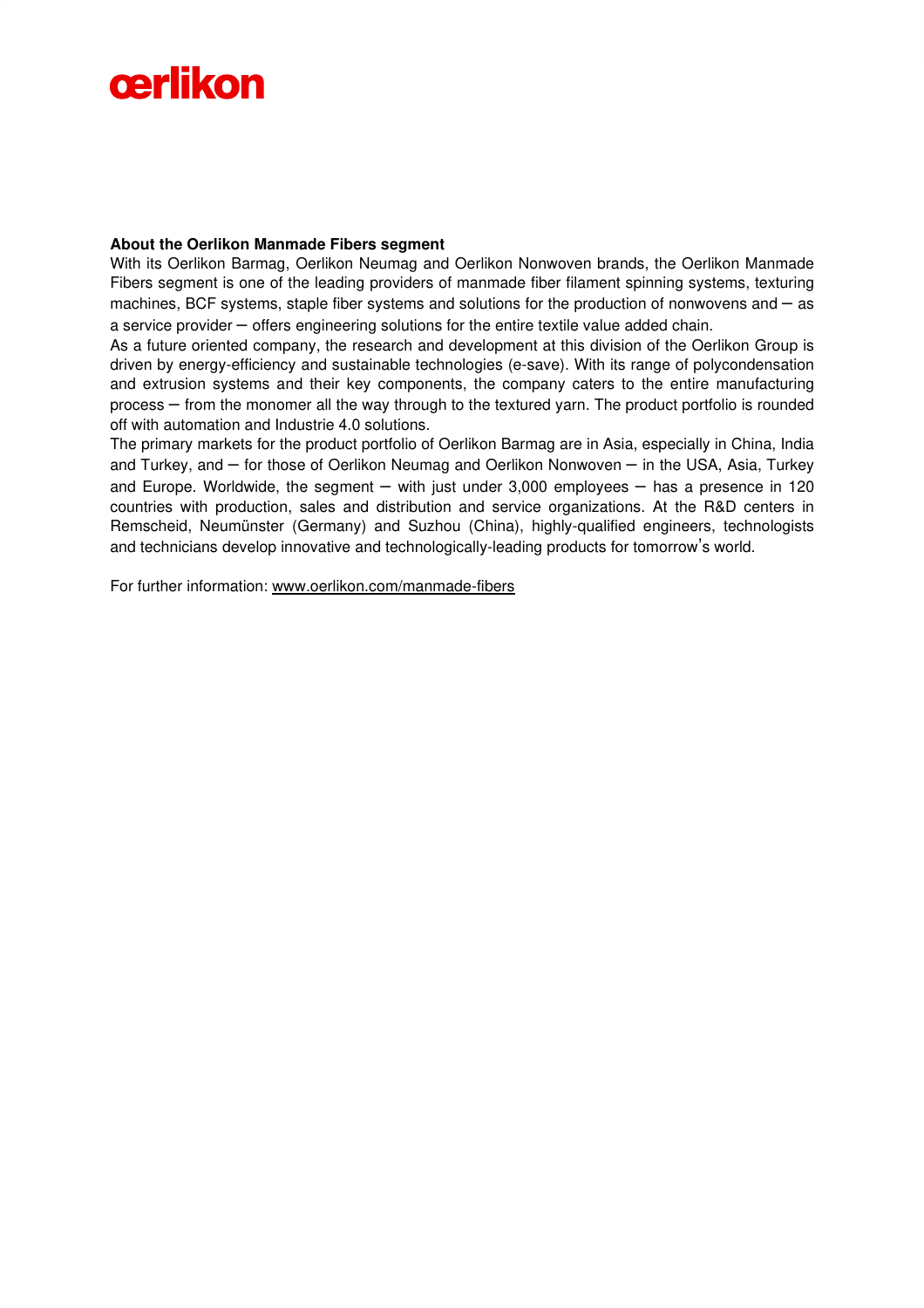**About the Oerlikon Manmade Fibers segment**

With its Oerlikon Barmag, Oerlikon Neumag and Oerlikon Nonwoven brands, the Oerlikon Manmade Fibers segment is one of the leading providers of manmade fiber filament spinning systems, texturing machines, BCF systems, staple fiber systems and solutions for the production of nonwovens and – as a service provider – offers engineering solutions for the entire textile value added chain.

As a future oriented company, the research and development at this division of the Oerlikon Group is driven by energy-efficiency and sustainable technologies (e-save). With its range of polycondensation and extrusion systems and their key components, the company caters to the entire manufacturing process – from the monomer all the way through to the textured yarn. The product portfolio is rounded off with automation and Industrie 4.0 solutions.

The primary markets for the product portfolio of Oerlikon Barmag are in Asia, especially in China, India and Turkey, and – for those of Oerlikon Neumag and Oerlikon Nonwoven – in the USA, Asia, Turkey and Europe. Worldwide, the segment – with just under 3,000 employees – has a presence in 120 countries with production, sales and distribution and service organizations. At the R&D centers in Remscheid, Neumünster (Germany) and Suzhou (China), highly-qualified engineers, technologists and technicians develop innovative and technologically-leading products for tomorrow's world.

For further information: www.oerlikon.com/manmade-fibers